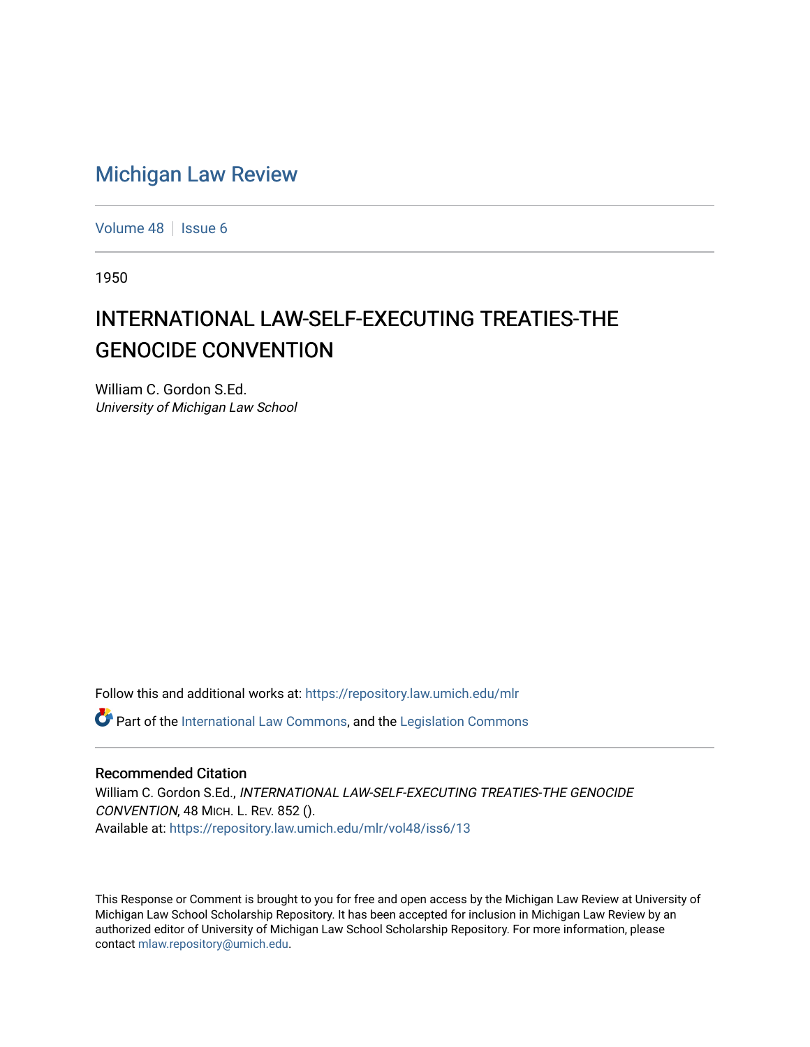# Michigan Law Review

Volume 48 | Issue 6

1950

## INTERNATIONAL LAW-SELF-EXECUTING TREATIES-THE GENOCIDE CONVENTION

William C. Gordon S.Ed.
*University of Michigan Law School*

Follow this and additional works at: https://repository.law.umich.edu/mlr

Part of the International Law Commons, and the Legislation Commons

### Recommended Citation

William C. Gordon S.Ed., *INTERNATIONAL LAW-SELF-EXECUTING TREATIES-THE GENOCIDE CONVENTION*, 48 MICH. L. REV. 852 ().
Available at: https://repository.law.umich.edu/mlr/vol48/iss6/13

This Response or Comment is brought to you for free and open access by the Michigan Law Review at University of Michigan Law School Scholarship Repository. It has been accepted for inclusion in Michigan Law Review by an authorized editor of University of Michigan Law School Scholarship Repository. For more information, please contact mlaw.repository@umich.edu.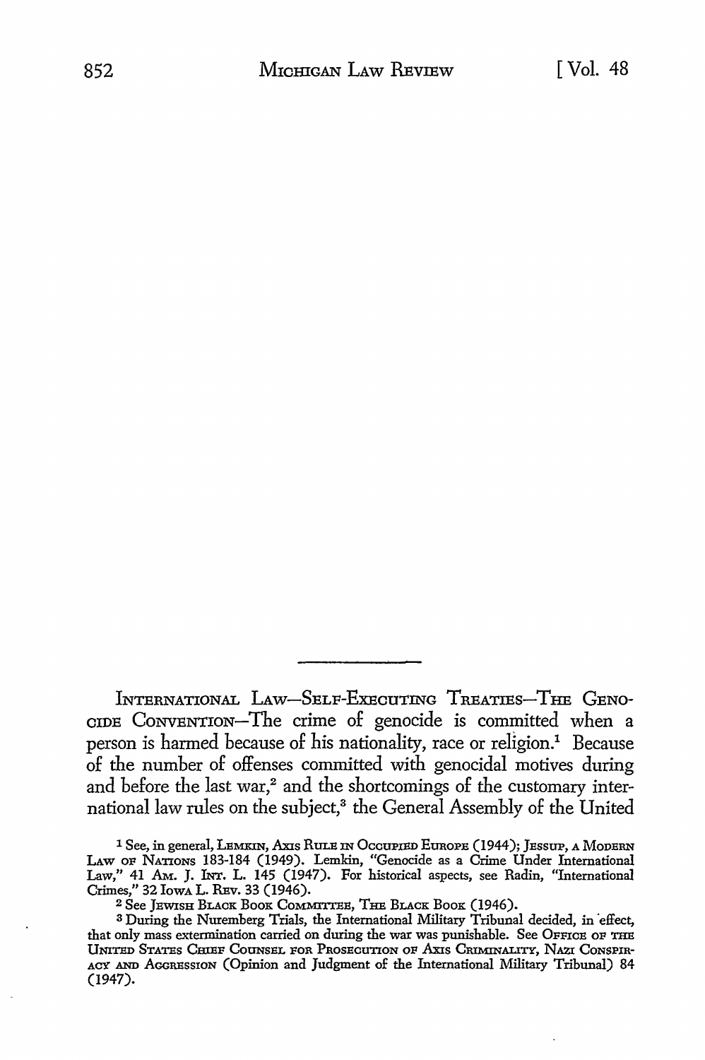---

INTERNATIONAL LAW—SELF-EXECUTING TREATIES—THE GENOCIDE CONVENTION—The crime of genocide is committed when a person is harmed because of his nationality, race or religion.[1] Because of the number of offenses committed with genocidal motives during and before the last war,[2] and the shortcomings of the customary international law rules on the subject,[3] the General Assembly of the United

---

[1] See, in general, LEMKIN, AXIS RULE IN OCCUPIED EUROPE (1944); JESSUP, A MODERN LAW OF NATIONS 183-184 (1949). Lemkin, "Genocide as a Crime Under International Law," 41 AM. J. INT. L. 145 (1947). For historical aspects, see Radin, "International Crimes," 32 IOWA L. REV. 33 (1946).

[2] See JEWISH BLACK BOOK COMMITTEE, THE BLACK BOOK (1946).

[3] During the Nuremberg Trials, the International Military Tribunal decided, in effect, that only mass extermination carried on during the war was punishable. See OFFICE OF THE UNITED STATES CHIEF COUNSEL FOR PROSECUTION OF AXIS CRIMINALITY, NAZI CONSPIRACY AND AGGRESSION (Opinion and Judgment of the International Military Tribunal) 84 (1947).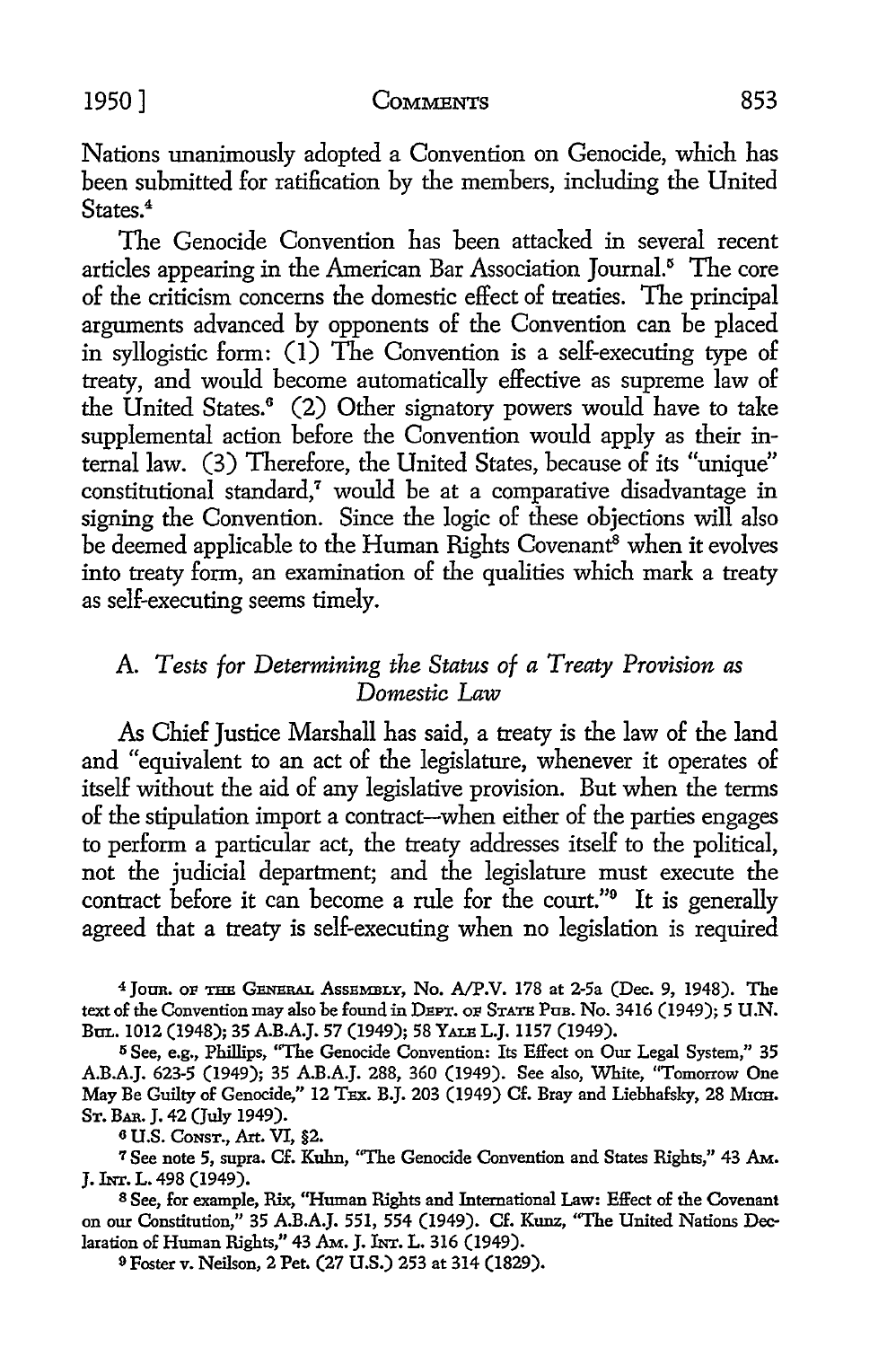Nations unanimously adopted a Convention on Genocide, which has been submitted for ratification by the members, including the United States.[4]

The Genocide Convention has been attacked in several recent articles appearing in the American Bar Association Journal.[5] The core of the criticism concerns the domestic effect of treaties. The principal arguments advanced by opponents of the Convention can be placed in syllogistic form: (1) The Convention is a self-executing type of treaty, and would become automatically effective as supreme law of the United States.[6] (2) Other signatory powers would have to take supplemental action before the Convention would apply as their internal law. (3) Therefore, the United States, because of its "unique" constitutional standard,[7] would be at a comparative disadvantage in signing the Convention. Since the logic of these objections will also be deemed applicable to the Human Rights Covenant[8] when it evolves into treaty form, an examination of the qualities which mark a treaty as self-executing seems timely.

## A. *Tests for Determining the Status of a Treaty Provision as Domestic Law*

As Chief Justice Marshall has said, a treaty is the law of the land and "equivalent to an act of the legislature, whenever it operates of itself without the aid of any legislative provision. But when the terms of the stipulation import a contract—when either of the parties engages to perform a particular act, the treaty addresses itself to the political, not the judicial department; and the legislature must execute the contract before it can become a rule for the court."[9] It is generally agreed that a treaty is self-executing when no legislation is required

---

[4] Jour. of the General Assembly, No. A/P.V. 178 at 2-5a (Dec. 9, 1948). The text of the Convention may also be found in Dept. of State Pub. No. 3416 (1949); 5 U.N. Bul. 1012 (1948); 35 A.B.A.J. 57 (1949); 58 Yale L.J. 1157 (1949).

[5] See, e.g., Phillips, "The Genocide Convention: Its Effect on Our Legal System," 35 A.B.A.J. 623-5 (1949); 35 A.B.A.J. 288, 360 (1949). See also, White, "Tomorrow One May Be Guilty of Genocide," 12 Tex. B.J. 203 (1949) Cf. Bray and Liebhafsky, 28 Mich. St. Bar. J. 42 (July 1949).

[6] U.S. Const., Art. VI, §2.

[7] See note 5, supra. Cf. Kuhn, "The Genocide Convention and States Rights," 43 Am. J. Int. L. 498 (1949).

[8] See, for example, Rix, "Human Rights and International Law: Effect of the Covenant on our Constitution," 35 A.B.A.J. 551, 554 (1949). Cf. Kunz, "The United Nations Declaration of Human Rights," 43 Am. J. Int. L. 316 (1949).

[9] Foster v. Neilson, 2 Pet. (27 U.S.) 253 at 314 (1829).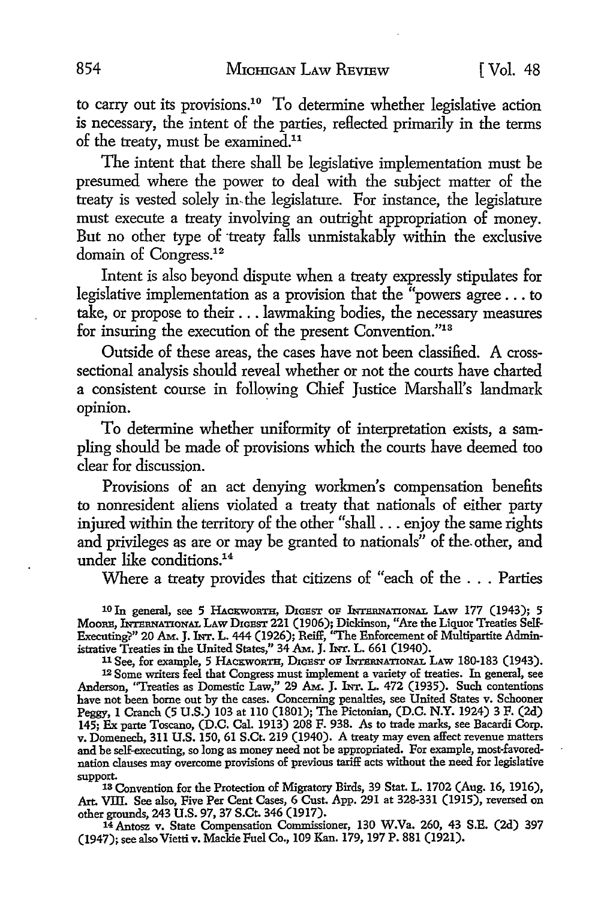to carry out its provisions.[10] To determine whether legislative action is necessary, the intent of the parties, reflected primarily in the terms of the treaty, must be examined.[11]

The intent that there shall be legislative implementation must be presumed where the power to deal with the subject matter of the treaty is vested solely in the legislature. For instance, the legislature must execute a treaty involving an outright appropriation of money. But no other type of treaty falls unmistakably within the exclusive domain of Congress.[12]

Intent is also beyond dispute when a treaty expressly stipulates for legislative implementation as a provision that the "powers agree . . . to take, or propose to their . . . lawmaking bodies, the necessary measures for insuring the execution of the present Convention."[13]

Outside of these areas, the cases have not been classified. A cross-sectional analysis should reveal whether or not the courts have charted a consistent course in following Chief Justice Marshall's landmark opinion.

To determine whether uniformity of interpretation exists, a sampling should be made of provisions which the courts have deemed too clear for discussion.

Provisions of an act denying workmen's compensation benefits to nonresident aliens violated a treaty that nationals of either party injured within the territory of the other "shall . . . enjoy the same rights and privileges as are or may be granted to nationals" of the other, and under like conditions.[14]

Where a treaty provides that citizens of "each of the . . . Parties

---

[10] In general, see 5 HACKWORTH, DIGEST OF INTERNATIONAL LAW 177 (1943); 5 MOORE, INTERNATIONAL LAW DIGEST 221 (1906); Dickinson, "Are the Liquor Treaties Self-Executing?" 20 AM. J. INT. L. 444 (1926); Reiff, "The Enforcement of Multipartite Administrative Treaties in the United States," 34 AM. J. INT. L. 661 (1940).

[11] See, for example, 5 HACKWORTH, DIGEST OF INTERNATIONAL LAW 180-183 (1943).

[12] Some writers feel that Congress must implement a variety of treaties. In general, see Anderson, "Treaties as Domestic Law," 29 AM. J. INT. L. 472 (1935). Such contentions have not been borne out by the cases. Concerning penalties, see United States v. Schooner Peggy, 1 Cranch (5 U.S.) 103 at 110 (1801); The Pictonian, (D.C. N.Y. 1924) 3 F. (2d) 145; Ex parte Toscano, (D.C. Cal. 1913) 208 F. 938. As to trade marks, see Bacardi Corp. v. Domenech, 311 U.S. 150, 61 S.Ct. 219 (1940). A treaty may even affect revenue matters and be self-executing, so long as money need not be appropriated. For example, most-favored-nation clauses may overcome provisions of previous tariff acts without the need for legislative support.

[13] Convention for the Protection of Migratory Birds, 39 Stat. L. 1702 (Aug. 16, 1916), Art. VIII. See also, Five Per Cent Cases, 6 Cust. App. 291 at 328-331 (1915), reversed on other grounds, 243 U.S. 97, 37 S.Ct. 346 (1917).

[14] Antosz v. State Compensation Commissioner, 130 W.Va. 260, 43 S.E. (2d) 397 (1947); see also Vietti v. Mackie Fuel Co., 109 Kan. 179, 197 P. 881 (1921).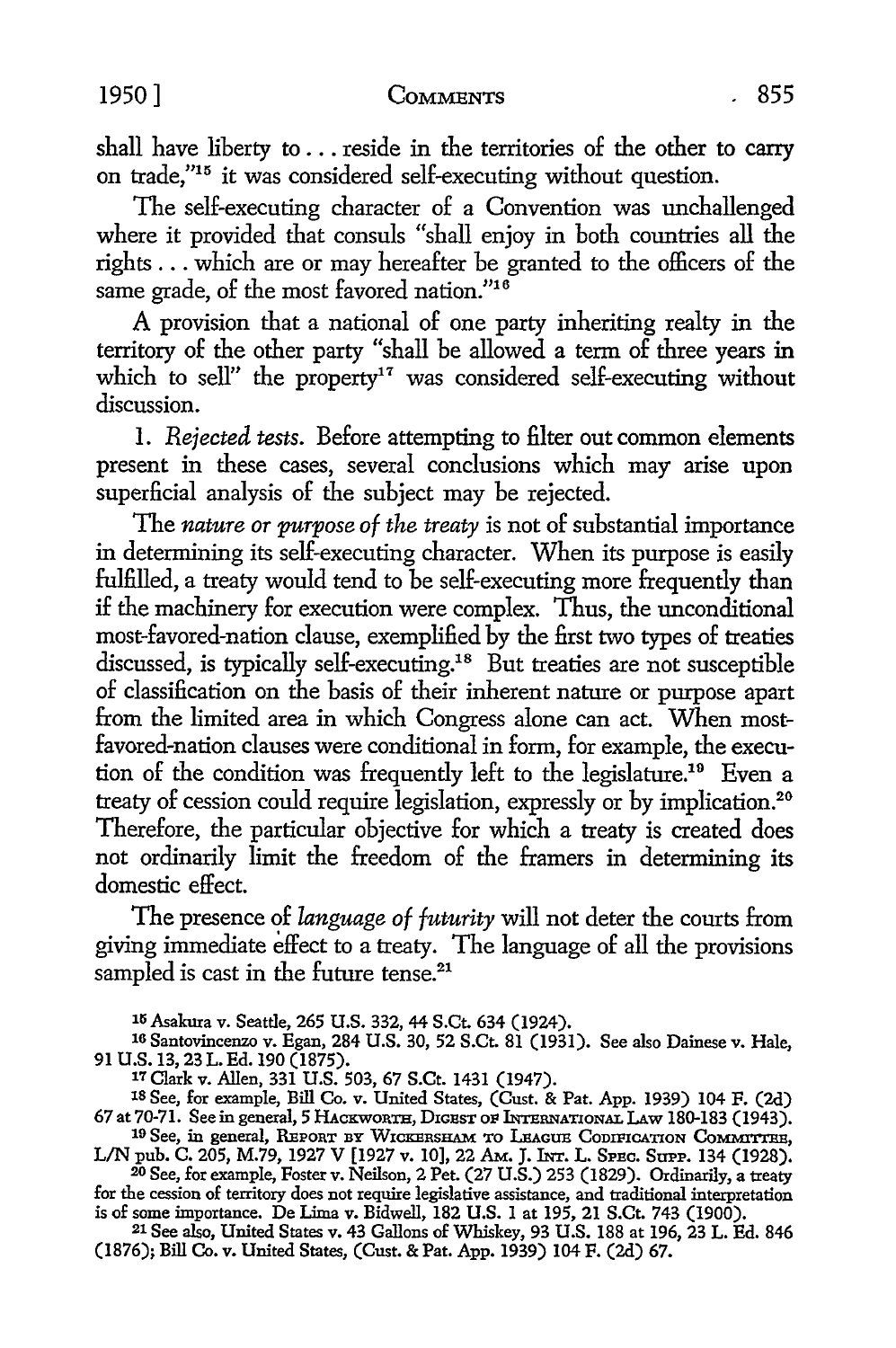shall have liberty to . . . reside in the territories of the other to carry on trade,"[15] it was considered self-executing without question.

The self-executing character of a Convention was unchallenged where it provided that consuls "shall enjoy in both countries all the rights . . . which are or may hereafter be granted to the officers of the same grade, of the most favored nation."[16]

A provision that a national of one party inheriting realty in the territory of the other party "shall be allowed a term of three years in which to sell" the property[17] was considered self-executing without discussion.

1. *Rejected tests.* Before attempting to filter out common elements present in these cases, several conclusions which may arise upon superficial analysis of the subject may be rejected.

The *nature or purpose of the treaty* is not of substantial importance in determining its self-executing character. When its purpose is easily fulfilled, a treaty would tend to be self-executing more frequently than if the machinery for execution were complex. Thus, the unconditional most-favored-nation clause, exemplified by the first two types of treaties discussed, is typically self-executing.[18] But treaties are not susceptible of classification on the basis of their inherent nature or purpose apart from the limited area in which Congress alone can act. When most-favored-nation clauses were conditional in form, for example, the execution of the condition was frequently left to the legislature.[19] Even a treaty of cession could require legislation, expressly or by implication.[20] Therefore, the particular objective for which a treaty is created does not ordinarily limit the freedom of the framers in determining its domestic effect.

The presence of *language of futurity* will not deter the courts from giving immediate effect to a treaty. The language of all the provisions sampled is cast in the future tense.[21]

[15] Asakura v. Seattle, 265 U.S. 332, 44 S.Ct. 634 (1924).

[16] Santovincenzo v. Egan, 284 U.S. 30, 52 S.Ct. 81 (1931). See also Dainese v. Hale, 91 U.S. 13, 23 L. Ed. 190 (1875).

[17] Clark v. Allen, 331 U.S. 503, 67 S.Ct. 1431 (1947).

[18] See, for example, Bill Co. v. United States, (Cust. & Pat. App. 1939) 104 F. (2d) 67 at 70-71. See in general, 5 HACKWORTH, DIGEST OF INTERNATIONAL LAW 180-183 (1943).

[19] See, in general, REPORT BY WICKERSHAM TO LEAGUE CODIFICATION COMMITTEE, L/N pub. C. 205, M.79, 1927 V [1927 v. 10], 22 AM. J. INT. L. SPEC. SUPP. 134 (1928).

[20] See, for example, Foster v. Neilson, 2 Pet. (27 U.S.) 253 (1829). Ordinarily, a treaty for the cession of territory does not require legislative assistance, and traditional interpretation is of some importance. De Lima v. Bidwell, 182 U.S. 1 at 195, 21 S.Ct. 743 (1900).

[21] See also, United States v. 43 Gallons of Whiskey, 93 U.S. 188 at 196, 23 L. Ed. 846 (1876); Bill Co. v. United States, (Cust. & Pat. App. 1939) 104 F. (2d) 67.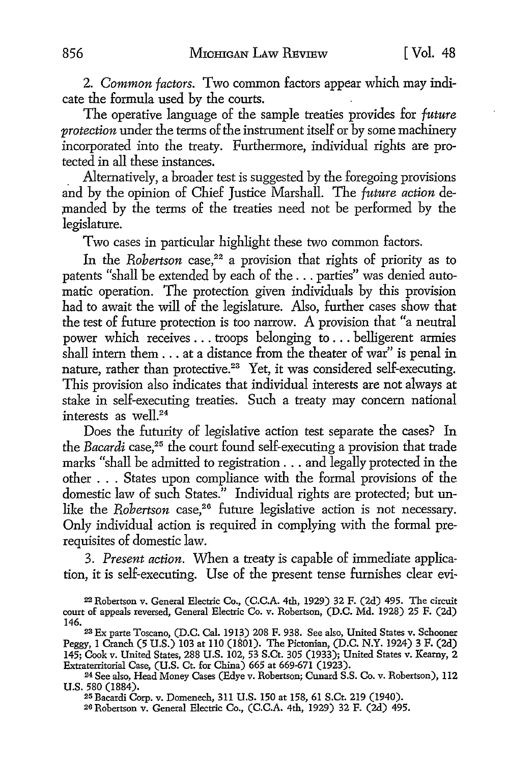2. *Common factors.* Two common factors appear which may indicate the formula used by the courts.

The operative language of the sample treaties provides for *future protection* under the terms of the instrument itself or by some machinery incorporated into the treaty. Furthermore, individual rights are protected in all these instances.

Alternatively, a broader test is suggested by the foregoing provisions and by the opinion of Chief Justice Marshall. The *future action* demanded by the terms of the treaties need not be performed by the legislature.

Two cases in particular highlight these two common factors.

In the *Robertson* case,[22] a provision that rights of priority as to patents "shall be extended by each of the . . . parties" was denied automatic operation. The protection given individuals by this provision had to await the will of the legislature. Also, further cases show that the test of future protection is too narrow. A provision that "a neutral power which receives . . . troops belonging to . . . belligerent armies shall intern them . . . at a distance from the theater of war" is penal in nature, rather than protective.[23] Yet, it was considered self-executing. This provision also indicates that individual interests are not always at stake in self-executing treaties. Such a treaty may concern national interests as well.[24]

Does the futurity of legislative action test separate the cases? In the *Bacardi* case,[25] the court found self-executing a provision that trade marks "shall be admitted to registration . . . and legally protected in the other . . . States upon compliance with the formal provisions of the domestic law of such States." Individual rights are protected; but unlike the *Robertson* case,[26] future legislative action is not necessary. Only individual action is required in complying with the formal prerequisites of domestic law.

3. *Present action.* When a treaty is capable of immediate application, it is self-executing. Use of the present tense furnishes clear evi-

---

[22] Robertson v. General Electric Co., (C.C.A. 4th, 1929) 32 F. (2d) 495. The circuit court of appeals reversed, General Electric Co. v. Robertson, (D.C. Md. 1928) 25 F. (2d) 146.

[23] Ex parte Toscano, (D.C. Cal. 1913) 208 F. 938. See also, United States v. Schooner Peggy, 1 Cranch (5 U.S.) 103 at 110 (1801). The Pictonian, (D.C. N.Y. 1924) 3 F. (2d) 145; Cook v. United States, 288 U.S. 102, 53 S.Ct. 305 (1933); United States v. Kearny, 2 Extraterritorial Case, (U.S. Ct. for China) 665 at 669-671 (1923).

[24] See also, Head Money Cases (Edye v. Robertson; Cunard S.S. Co. v. Robertson), 112 U.S. 580 (1884).

[25] Bacardi Corp. v. Domenech, 311 U.S. 150 at 158, 61 S.Ct. 219 (1940).

[26] Robertson v. General Electric Co., (C.C.A. 4th, 1929) 32 F. (2d) 495.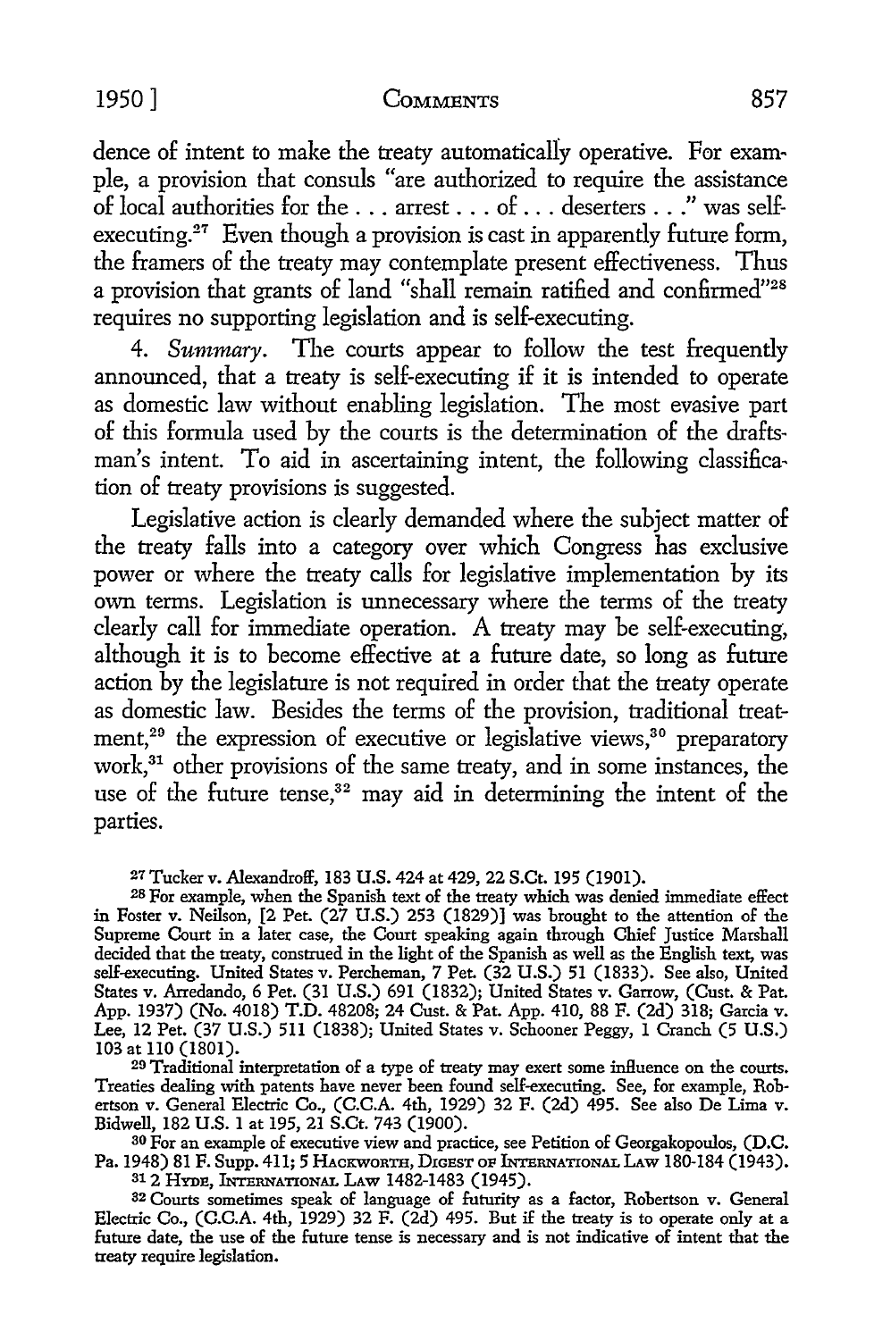dence of intent to make the treaty automatically operative. For example, a provision that consuls "are authorized to require the assistance of local authorities for the . . . arrest . . . of . . . deserters . . ." was self-executing.[27] Even though a provision is cast in apparently future form, the framers of the treaty may contemplate present effectiveness. Thus a provision that grants of land "shall remain ratified and confirmed"[28] requires no supporting legislation and is self-executing.

4. *Summary*. The courts appear to follow the test frequently announced, that a treaty is self-executing if it is intended to operate as domestic law without enabling legislation. The most evasive part of this formula used by the courts is the determination of the draftsman's intent. To aid in ascertaining intent, the following classification of treaty provisions is suggested.

Legislative action is clearly demanded where the subject matter of the treaty falls into a category over which Congress has exclusive power or where the treaty calls for legislative implementation by its own terms. Legislation is unnecessary where the terms of the treaty clearly call for immediate operation. A treaty may be self-executing, although it is to become effective at a future date, so long as future action by the legislature is not required in order that the treaty operate as domestic law. Besides the terms of the provision, traditional treatment,[29] the expression of executive or legislative views,[30] preparatory work,[31] other provisions of the same treaty, and in some instances, the use of the future tense,[32] may aid in determining the intent of the parties.

---

[27] Tucker v. Alexandroff, 183 U.S. 424 at 429, 22 S.Ct. 195 (1901).

[28] For example, when the Spanish text of the treaty which was denied immediate effect in Foster v. Neilson, [2 Pet. (27 U.S.) 253 (1829)] was brought to the attention of the Supreme Court in a later case, the Court speaking again through Chief Justice Marshall decided that the treaty, construed in the light of the Spanish as well as the English text, was self-executing. United States v. Percheman, 7 Pet. (32 U.S.) 51 (1833). See also, United States v. Arredando, 6 Pet. (31 U.S.) 691 (1832); United States v. Garrow, (Cust. & Pat. App. 1937) (No. 4018) T.D. 48208; 24 Cust. & Pat. App. 410, 88 F. (2d) 318; Garcia v. Lee, 12 Pet. (37 U.S.) 511 (1838); United States v. Schooner Peggy, 1 Cranch (5 U.S.) 103 at 110 (1801).

[29] Traditional interpretation of a type of treaty may exert some influence on the courts. Treaties dealing with patents have never been found self-executing. See, for example, Robertson v. General Electric Co., (C.C.A. 4th, 1929) 32 F. (2d) 495. See also De Lima v. Bidwell, 182 U.S. 1 at 195, 21 S.Ct. 743 (1900).

[30] For an example of executive view and practice, see Petition of Georgakopoulos, (D.C. Pa. 1948) 81 F. Supp. 411; 5 HACKWORTH, DIGEST OF INTERNATIONAL LAW 180-184 (1943).

[31] 2 HYDE, INTERNATIONAL LAW 1482-1483 (1945).

[32] Courts sometimes speak of language of futurity as a factor, Robertson v. General Electric Co., (C.C.A. 4th, 1929) 32 F. (2d) 495. But if the treaty is to operate only at a future date, the use of the future tense is necessary and is not indicative of intent that the treaty require legislation.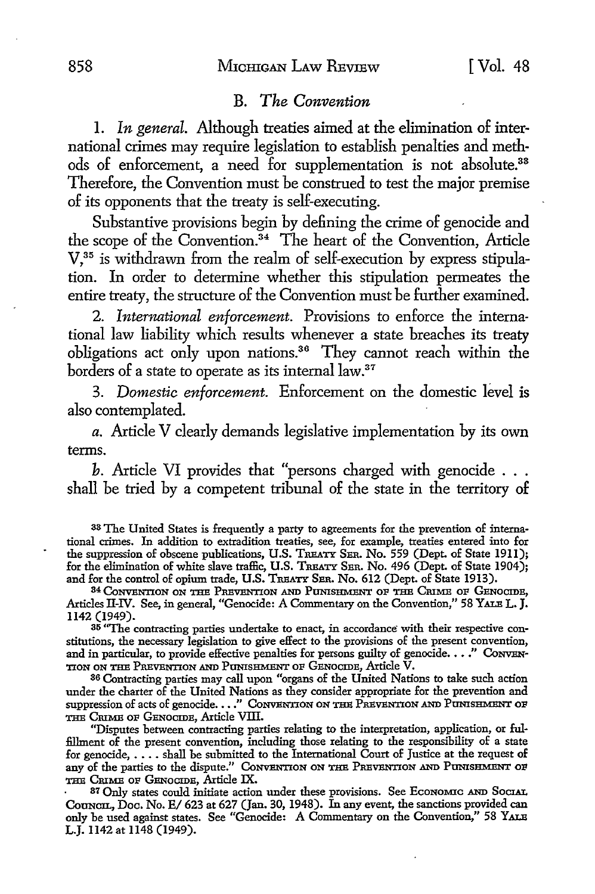### B. *The Convention*

1. *In general.* Although treaties aimed at the elimination of international crimes may require legislation to establish penalties and methods of enforcement, a need for supplementation is not absolute.[33] Therefore, the Convention must be construed to test the major premise of its opponents that the treaty is self-executing.

Substantive provisions begin by defining the crime of genocide and the scope of the Convention.[34] The heart of the Convention, Article V,[35] is withdrawn from the realm of self-execution by express stipulation. In order to determine whether this stipulation permeates the entire treaty, the structure of the Convention must be further examined.

2. *International enforcement.* Provisions to enforce the international law liability which results whenever a state breaches its treaty obligations act only upon nations.[36] They cannot reach within the borders of a state to operate as its internal law.[37]

3. *Domestic enforcement.* Enforcement on the domestic level is also contemplated.

*a.* Article V clearly demands legislative implementation by its own terms.

*b.* Article VI provides that "persons charged with genocide . . . shall be tried by a competent tribunal of the state in the territory of

---

[33] The United States is frequently a party to agreements for the prevention of international crimes. In addition to extradition treaties, see, for example, treaties entered into for the suppression of obscene publications, U.S. TREATY SER. No. 559 (Dept. of State 1911); for the elimination of white slave traffic, U.S. TREATY SER. No. 496 (Dept. of State 1904); and for the control of opium trade, U.S. TREATY SER. No. 612 (Dept. of State 1913).

[34] CONVENTION ON THE PREVENTION AND PUNISHMENT OF THE CRIME OF GENOCIDE, Articles II-IV. See, in general, "Genocide: A Commentary on the Convention," 58 YALE L. J. 1142 (1949).

[35] "The contracting parties undertake to enact, in accordance with their respective constitutions, the necessary legislation to give effect to the provisions of the present convention, and in particular, to provide effective penalties for persons guilty of genocide. . . ." CONVENTION ON THE PREVENTION AND PUNISHMENT OF GENOCIDE, Article V.

[36] Contracting parties may call upon "organs of the United Nations to take such action under the charter of the United Nations as they consider appropriate for the prevention and suppression of acts of genocide. . . ." CONVENTION ON THE PREVENTION AND PUNISHMENT OF THE CRIME OF GENOCIDE, Article VIII.

"Disputes between contracting parties relating to the interpretation, application, or fulfillment of the present convention, including those relating to the responsibility of a state for genocide, . . . . shall be submitted to the International Court of Justice at the request of any of the parties to the dispute." CONVENTION ON THE PREVENTION AND PUNISHMENT OF THE CRIME OF GENOCIDE, Article IX.

[37] Only states could initiate action under these provisions. See ECONOMIC AND SOCIAL COUNCIL, Doc. No. E/623 at 627 (Jan. 30, 1948). In any event, the sanctions provided can only be used against states. See "Genocide: A Commentary on the Convention," 58 YALE L.J. 1142 at 1148 (1949).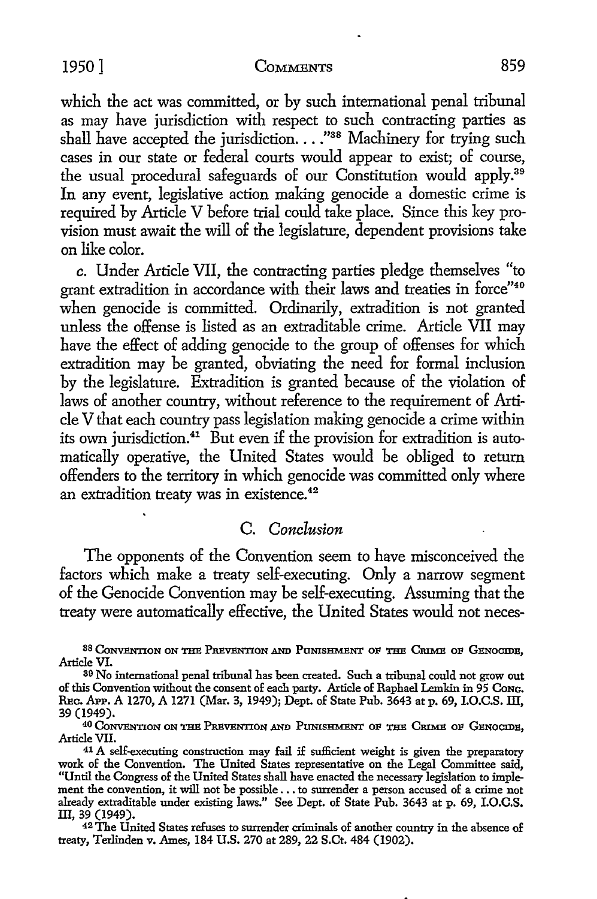which the act was committed, or by such international penal tribunal as may have jurisdiction with respect to such contracting parties as shall have accepted the jurisdiction...."[38] Machinery for trying such cases in our state or federal courts would appear to exist; of course, the usual procedural safeguards of our Constitution would apply.[39] In any event, legislative action making genocide a domestic crime is required by Article V before trial could take place. Since this key provision must await the will of the legislature, dependent provisions take on like color.

c. Under Article VII, the contracting parties pledge themselves "to grant extradition in accordance with their laws and treaties in force"[40] when genocide is committed. Ordinarily, extradition is not granted unless the offense is listed as an extraditable crime. Article VII may have the effect of adding genocide to the group of offenses for which extradition may be granted, obviating the need for formal inclusion by the legislature. Extradition is granted because of the violation of laws of another country, without reference to the requirement of Article V that each country pass legislation making genocide a crime within its own jurisdiction.[41] But even if the provision for extradition is automatically operative, the United States would be obliged to return offenders to the territory in which genocide was committed only where an extradition treaty was in existence.[42]

### C. *Conclusion*

The opponents of the Convention seem to have misconceived the factors which make a treaty self-executing. Only a narrow segment of the Genocide Convention may be self-executing. Assuming that the treaty were automatically effective, the United States would not neces-

---

[38] CONVENTION ON THE PREVENTION AND PUNISHMENT OF THE CRIME OF GENOCIDE, Article VI.

[39] No international penal tribunal has been created. Such a tribunal could not grow out of this Convention without the consent of each party. Article of Raphael Lemkin in 95 CONG. REC. APP. A 1270, A 1271 (Mar. 3, 1949); Dept. of State Pub. 3643 at p. 69, I.O.C.S. III, 39 (1949).

[40] CONVENTION ON THE PREVENTION AND PUNISHMENT OF THE CRIME OF GENOCIDE, Article VII.

[41] A self-executing construction may fail if sufficient weight is given the preparatory work of the Convention. The United States representative on the Legal Committee said, "Until the Congress of the United States shall have enacted the necessary legislation to implement the convention, it will not be possible... to surrender a person accused of a crime not already extraditable under existing laws." See Dept. of State Pub. 3643 at p. 69, I.O.C.S. III, 39 (1949).

[42] The United States refuses to surrender criminals of another country in the absence of treaty, Terlinden v. Ames, 184 U.S. 270 at 289, 22 S.Ct. 484 (1902).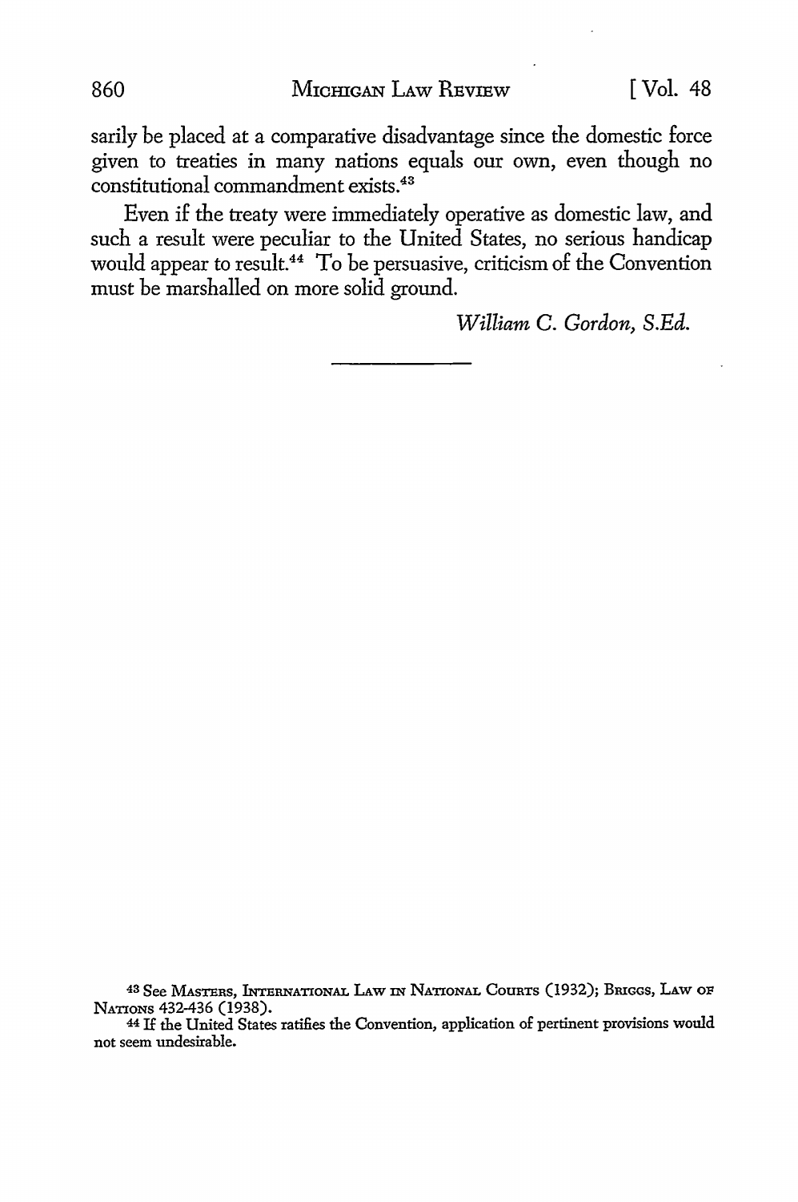sarily be placed at a comparative disadvantage since the domestic force given to treaties in many nations equals our own, even though no constitutional commandment exists.[43]

Even if the treaty were immediately operative as domestic law, and such a result were peculiar to the United States, no serious handicap would appear to result.[44] To be persuasive, criticism of the Convention must be marshalled on more solid ground.

*William C. Gordon, S.Ed.*

---

[43] See MASTERS, INTERNATIONAL LAW IN NATIONAL COURTS (1932); BRIGGS, LAW OF NATIONS 432-436 (1938).

[44] If the United States ratifies the Convention, application of pertinent provisions would not seem undesirable.